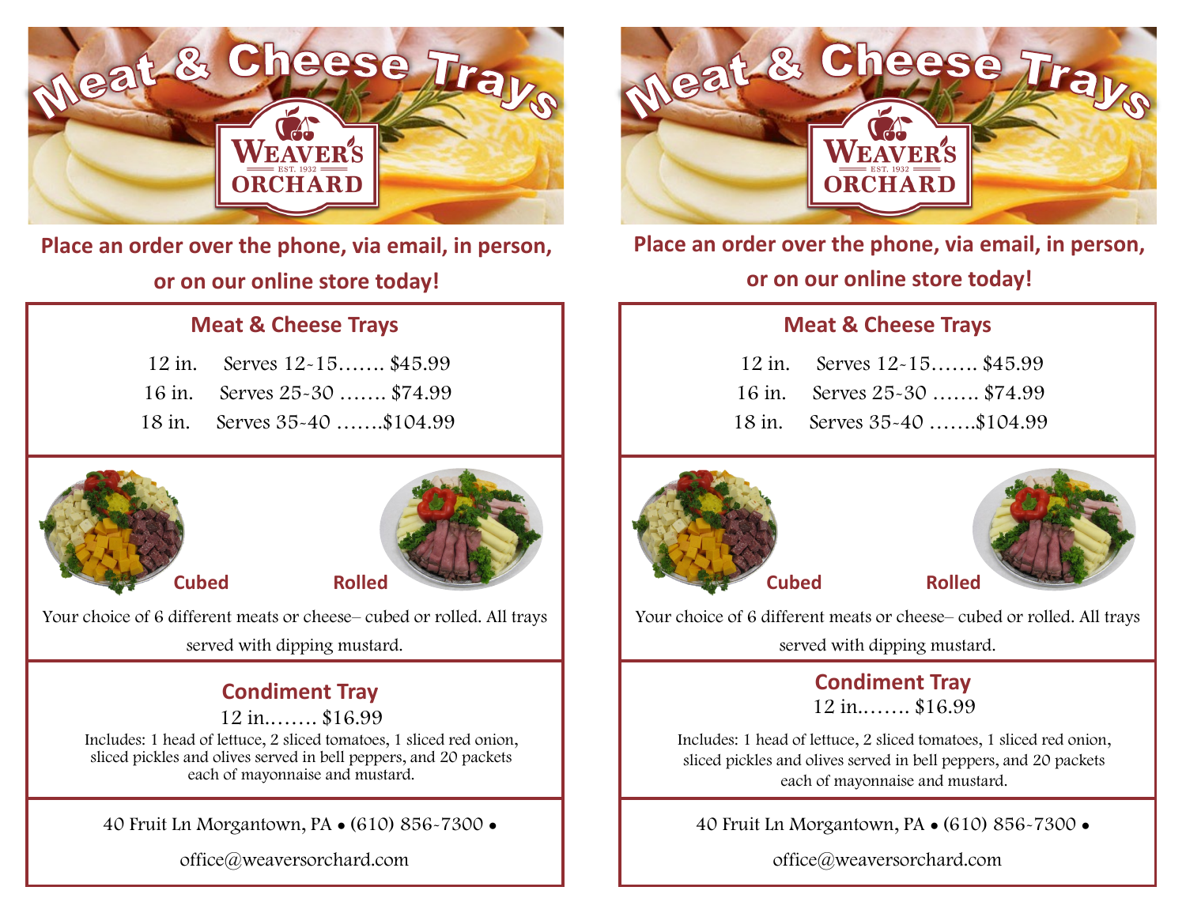# Meat & Cheese Trays

WEAVER'S
EST. 1932
ORCHARD

**Place an order over the phone, via email, in person, or on our online store today!**

## Meat & Cheese Trays

12 in. Serves 12-15……. $45.99
16 in. Serves 25-30 ……. $74.99
18 in. Serves 35-40 …….$104.99

**Cubed** **Rolled**

Your choice of 6 different meats or cheese– cubed or rolled. All trays served with dipping mustard.

## Condiment Tray

12 in.……. $16.99

Includes: 1 head of lettuce, 2 sliced tomatoes, 1 sliced red onion, sliced pickles and olives served in bell peppers, and 20 packets each of mayonnaise and mustard.

40 Fruit Ln Morgantown, PA • (610) 856-7300 •

office@weaversorchard.com

# Meat & Cheese Trays

WEAVER'S
EST. 1932
ORCHARD

**Place an order over the phone, via email, in person, or on our online store today!**

## Meat & Cheese Trays

12 in. Serves 12-15……. $45.99
16 in. Serves 25-30 ……. $74.99
18 in. Serves 35-40 …….$104.99

**Cubed** **Rolled**

Your choice of 6 different meats or cheese– cubed or rolled. All trays served with dipping mustard.

## Condiment Tray

12 in.……. $16.99

Includes: 1 head of lettuce, 2 sliced tomatoes, 1 sliced red onion, sliced pickles and olives served in bell peppers, and 20 packets each of mayonnaise and mustard.

40 Fruit Ln Morgantown, PA • (610) 856-7300 •

office@weaversorchard.com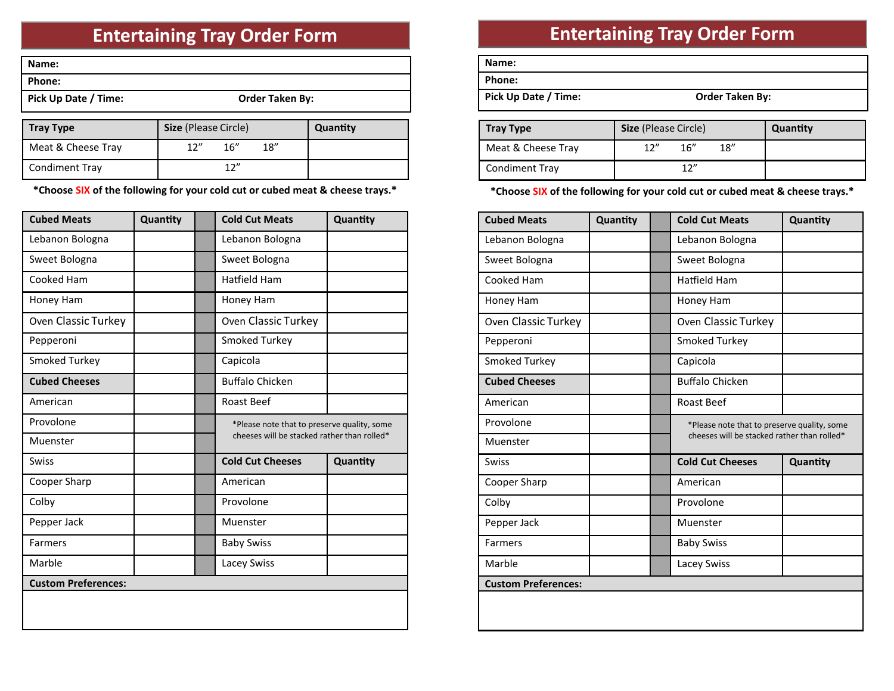# Entertaining Tray Order Form

| | |
|---|---|
| **Name:** | |
| **Phone:** | |
| **Pick Up Date / Time:** | **Order Taken By:** |

| **Tray Type** | **Size** (Please Circle) | **Quantity** |
|---|---|---|
| Meat & Cheese Tray | 12″ 16″ 18″ | |
| Condiment Tray | 12″ | |

**\*Choose SIX of the following for your cold cut or cubed meat & cheese trays.\***

| **Cubed Meats** | **Quantity** | | **Cold Cut Meats** | **Quantity** |
|---|---|---|---|---|
| Lebanon Bologna | | | Lebanon Bologna | |
| Sweet Bologna | | | Sweet Bologna | |
| Cooked Ham | | | Hatfield Ham | |
| Honey Ham | | | Honey Ham | |
| Oven Classic Turkey | | | Oven Classic Turkey | |
| Pepperoni | | | Smoked Turkey | |
| Smoked Turkey | | | Capicola | |
| **Cubed Cheeses** | | | Buffalo Chicken | |
| American | | | Roast Beef | |
| Provolone | | | *Please note that to preserve quality, some cheeses will be stacked rather than rolled* | |
| Muenster | | | | |
| Swiss | | | **Cold Cut Cheeses** | **Quantity** |
| Cooper Sharp | | | American | |
| Colby | | | Provolone | |
| Pepper Jack | | | Muenster | |
| Farmers | | | Baby Swiss | |
| Marble | | | Lacey Swiss | |

**Custom Preferences:**

# Entertaining Tray Order Form

| | |
|---|---|
| **Name:** | |
| **Phone:** | |
| **Pick Up Date / Time:** | **Order Taken By:** |

| **Tray Type** | **Size** (Please Circle) | **Quantity** |
|---|---|---|
| Meat & Cheese Tray | 12″ 16″ 18″ | |
| Condiment Tray | 12″ | |

**\*Choose SIX of the following for your cold cut or cubed meat & cheese trays.\***

| **Cubed Meats** | **Quantity** | | **Cold Cut Meats** | **Quantity** |
|---|---|---|---|---|
| Lebanon Bologna | | | Lebanon Bologna | |
| Sweet Bologna | | | Sweet Bologna | |
| Cooked Ham | | | Hatfield Ham | |
| Honey Ham | | | Honey Ham | |
| Oven Classic Turkey | | | Oven Classic Turkey | |
| Pepperoni | | | Smoked Turkey | |
| Smoked Turkey | | | Capicola | |
| **Cubed Cheeses** | | | Buffalo Chicken | |
| American | | | Roast Beef | |
| Provolone | | | *Please note that to preserve quality, some cheeses will be stacked rather than rolled* | |
| Muenster | | | | |
| Swiss | | | **Cold Cut Cheeses** | **Quantity** |
| Cooper Sharp | | | American | |
| Colby | | | Provolone | |
| Pepper Jack | | | Muenster | |
| Farmers | | | Baby Swiss | |
| Marble | | | Lacey Swiss | |

**Custom Preferences:**